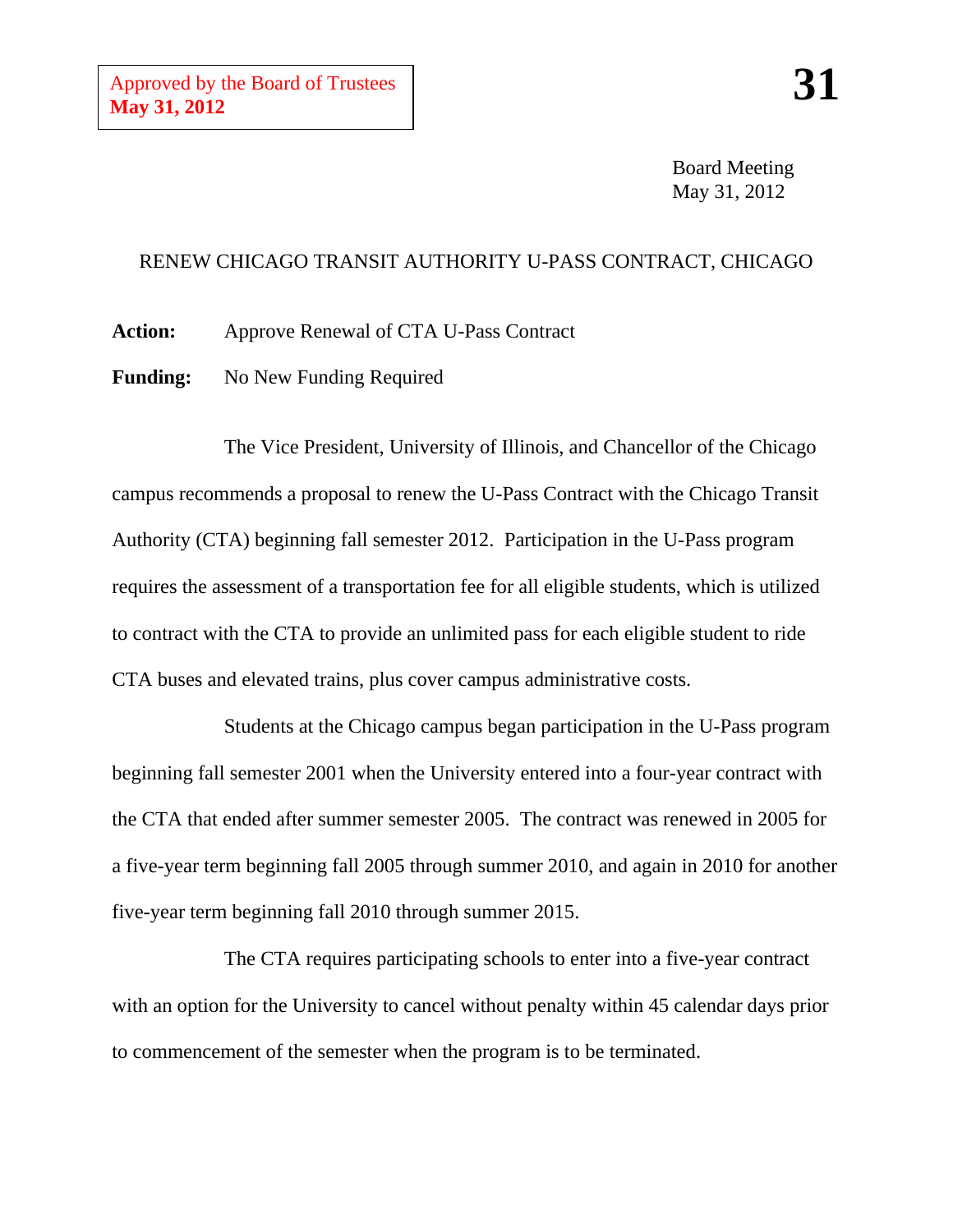Approved by the Board of Trustees
**May 31, 2012**

# 31

Board Meeting
May 31, 2012

## RENEW CHICAGO TRANSIT AUTHORITY U-PASS CONTRACT, CHICAGO

**Action:** Approve Renewal of CTA U-Pass Contract

**Funding:** No New Funding Required

The Vice President, University of Illinois, and Chancellor of the Chicago campus recommends a proposal to renew the U-Pass Contract with the Chicago Transit Authority (CTA) beginning fall semester 2012. Participation in the U-Pass program requires the assessment of a transportation fee for all eligible students, which is utilized to contract with the CTA to provide an unlimited pass for each eligible student to ride CTA buses and elevated trains, plus cover campus administrative costs.

Students at the Chicago campus began participation in the U-Pass program beginning fall semester 2001 when the University entered into a four-year contract with the CTA that ended after summer semester 2005. The contract was renewed in 2005 for a five-year term beginning fall 2005 through summer 2010, and again in 2010 for another five-year term beginning fall 2010 through summer 2015.

The CTA requires participating schools to enter into a five-year contract with an option for the University to cancel without penalty within 45 calendar days prior to commencement of the semester when the program is to be terminated.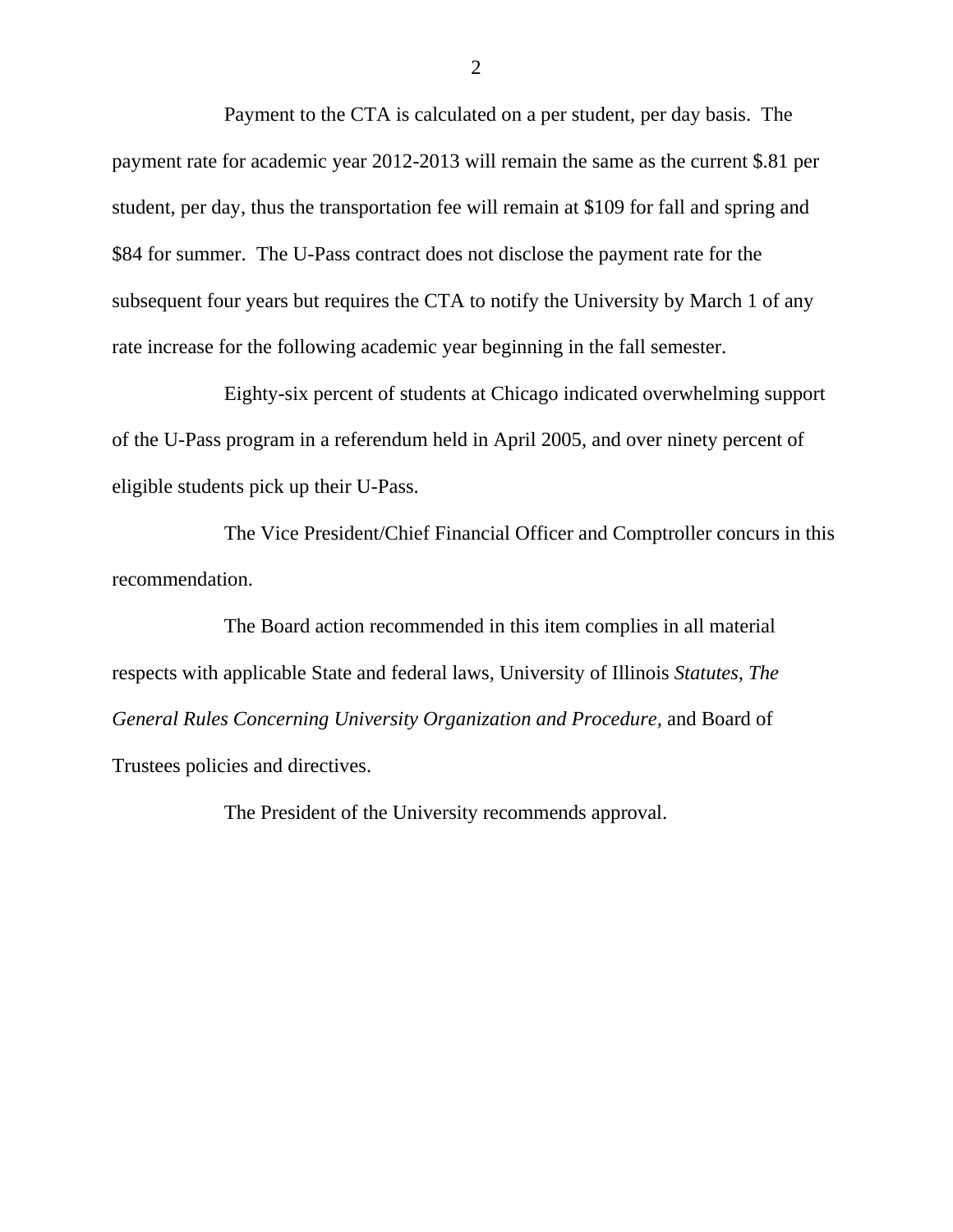Payment to the CTA is calculated on a per student, per day basis. The payment rate for academic year 2012-2013 will remain the same as the current $.81 per student, per day, thus the transportation fee will remain at $109 for fall and spring and $84 for summer. The U-Pass contract does not disclose the payment rate for the subsequent four years but requires the CTA to notify the University by March 1 of any rate increase for the following academic year beginning in the fall semester.

Eighty-six percent of students at Chicago indicated overwhelming support of the U-Pass program in a referendum held in April 2005, and over ninety percent of eligible students pick up their U-Pass.

The Vice President/Chief Financial Officer and Comptroller concurs in this recommendation.

The Board action recommended in this item complies in all material respects with applicable State and federal laws, University of Illinois *Statutes, The General Rules Concerning University Organization and Procedure,* and Board of Trustees policies and directives.

The President of the University recommends approval.